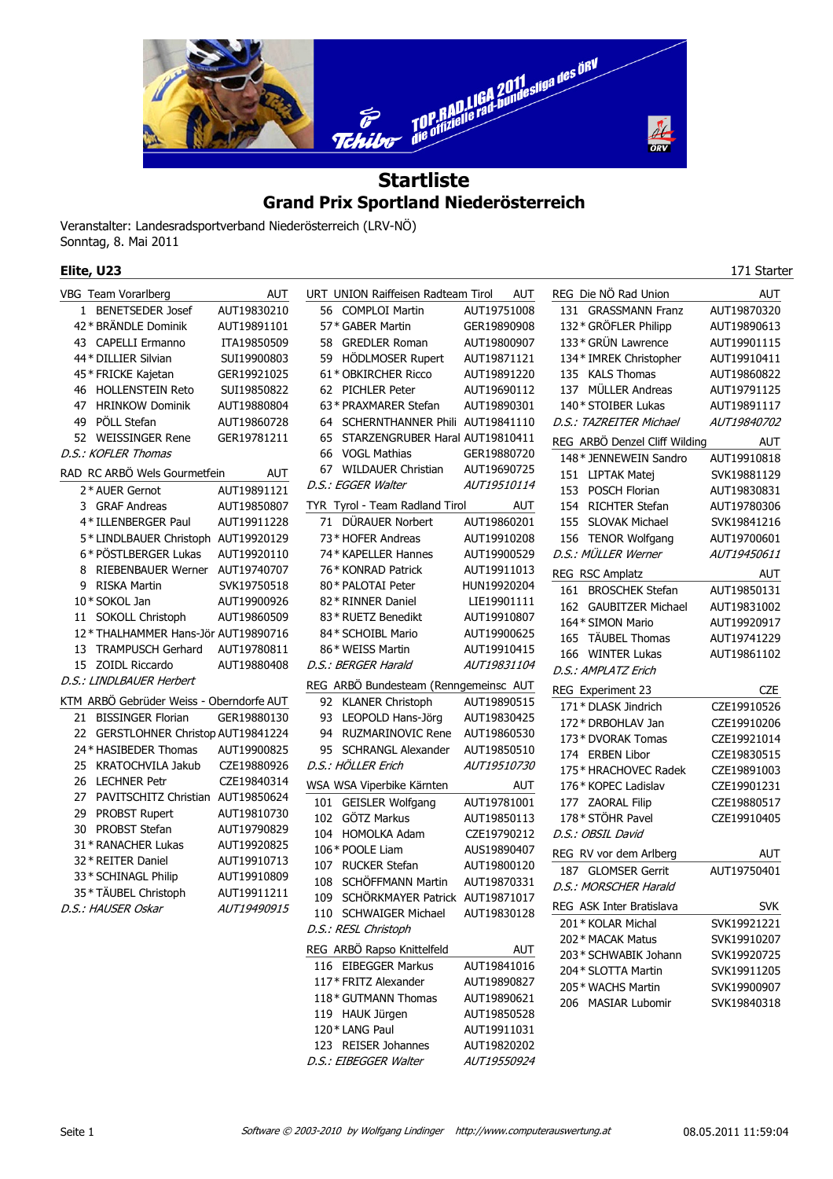# Startliste

## Grand Prix Sportland Niederösterreich

Veranstalter: Landesradsportverband Niederösterreich (LRV-NÖ)
Sonntag, 8. Mai 2011

### Elite, U23

171 Starter

**VBG Team Vorarlberg** — AUT

| Nr. | Name | UCI-Code |
|---|---|---|
| 1 | BENETSEDER Josef | AUT19830210 |
| 42 * | BRÄNDLE Dominik | AUT19891101 |
| 43 | CAPELLI Ermanno | ITA19850509 |
| 44 * | DILLIER Silvian | SUI19900803 |
| 45 * | FRICKE Kajetan | GER19921025 |
| 46 | HOLLENSTEIN Reto | SUI19850822 |
| 47 | HRINKOW Dominik | AUT19880804 |
| 49 | PÖLL Stefan | AUT19860728 |
| 52 | WEISSINGER Rene | GER19781211 |

*D.S.: KOFLER Thomas*

**RAD RC ARBÖ Wels Gourmetfein** — AUT

| Nr. | Name | UCI-Code |
|---|---|---|
| 2 * | AUER Gernot | AUT19891121 |
| 3 | GRAF Andreas | AUT19850807 |
| 4 * | ILLENBERGER Paul | AUT19911228 |
| 5 * | LINDLBAUER Christoph | AUT19920129 |
| 6 * | PÖSTLBERGER Lukas | AUT19920110 |
| 8 | RIEBENBAUER Werner | AUT19740707 |
| 9 | RISKA Martin | SVK19750518 |
| 10 * | SOKOL Jan | AUT19900926 |
| 11 | SOKOLL Christoph | AUT19860509 |
| 12 * | THALHAMMER Hans-Jör | AUT19890716 |
| 13 | TRAMPUSCH Gerhard | AUT19780811 |
| 15 | ZOIDL Riccardo | AUT19880408 |

*D.S.: LINDLBAUER Herbert*

**KTM ARBÖ Gebrüder Weiss - Oberndorfe** — AUT

| Nr. | Name | UCI-Code |
|---|---|---|
| 21 | BISSINGER Florian | GER19880130 |
| 22 | GERSTLOHNER Christop | AUT19841224 |
| 24 * | HASIBEDER Thomas | AUT19900825 |
| 25 | KRATOCHVILA Jakub | CZE19880926 |
| 26 | LECHNER Petr | CZE19840314 |
| 27 | PAVITSCHITZ Christian | AUT19850624 |
| 29 | PROBST Rupert | AUT19810730 |
| 30 | PROBST Stefan | AUT19790829 |
| 31 * | RANACHER Lukas | AUT19920825 |
| 32 * | REITER Daniel | AUT19910713 |
| 33 * | SCHINAGL Philip | AUT19910809 |
| 35 * | TÄUBEL Christoph | AUT19911211 |

*D.S.: HAUSER Oskar — AUT19490915*

**URT UNION Raiffeisen Radteam Tirol** — AUT

| Nr. | Name | UCI-Code |
|---|---|---|
| 56 | COMPLOI Martin | AUT19751008 |
| 57 * | GABER Martin | GER19890908 |
| 58 | GREDLER Roman | AUT19800907 |
| 59 | HÖDLMOSER Rupert | AUT19871121 |
| 61 * | OBKIRCHER Ricco | AUT19891220 |
| 62 | PICHLER Peter | AUT19690112 |
| 63 * | PRAXMARER Stefan | AUT19890301 |
| 64 | SCHERNTHANNER Phili | AUT19841110 |
| 65 | STARZENGRUBER Haral | AUT19810411 |
| 66 | VOGL Mathias | GER19880720 |
| 67 | WILDAUER Christian | AUT19690725 |

*D.S.: EGGER Walter — AUT19510114*

**TYR Tyrol - Team Radland Tirol** — AUT

| Nr. | Name | UCI-Code |
|---|---|---|
| 71 | DÜRAUER Norbert | AUT19860201 |
| 73 * | HOFER Andreas | AUT19910208 |
| 74 * | KAPELLER Hannes | AUT19900529 |
| 76 * | KONRAD Patrick | AUT19911013 |
| 80 * | PALOTAI Peter | HUN19920204 |
| 82 * | RINNER Daniel | LIE19901111 |
| 83 * | RUETZ Benedikt | AUT19910807 |
| 84 * | SCHOIBL Mario | AUT19900625 |
| 86 * | WEISS Martin | AUT19910415 |

*D.S.: BERGER Harald — AUT19831104*

**REG ARBÖ Bundesteam (Renngemeinsc** — AUT

| Nr. | Name | UCI-Code |
|---|---|---|
| 92 | KLANER Christoph | AUT19890515 |
| 93 | LEOPOLD Hans-Jörg | AUT19830425 |
| 94 | RUZMARINOVIC Rene | AUT19860530 |
| 95 | SCHRANGL Alexander | AUT19850510 |

*D.S.: HÖLLER Erich — AUT19510730*

**WSA WSA Viperbike Kärnten** — AUT

| Nr. | Name | UCI-Code |
|---|---|---|
| 101 | GEISLER Wolfgang | AUT19781001 |
| 102 | GÖTZ Markus | AUT19850113 |
| 104 | HOMOLKA Adam | CZE19790212 |
| 106 * | POOLE Liam | AUS19890407 |
| 107 | RUCKER Stefan | AUT19800120 |
| 108 | SCHÖFFMANN Martin | AUT19870331 |
| 109 | SCHÖRKMAYER Patrick | AUT19871017 |
| 110 | SCHWAIGER Michael | AUT19830128 |

*D.S.: RESL Christoph*

**REG ARBÖ Rapso Knittelfeld** — AUT

| Nr. | Name | UCI-Code |
|---|---|---|
| 116 | EIBEGGER Markus | AUT19841016 |
| 117 * | FRITZ Alexander | AUT19890827 |
| 118 * | GUTMANN Thomas | AUT19890621 |
| 119 | HAUK Jürgen | AUT19850528 |
| 120 * | LANG Paul | AUT19911031 |
| 123 | REISER Johannes | AUT19820202 |

*D.S.: EIBEGGER Walter — AUT19550924*

**REG Die NÖ Rad Union** — AUT

| Nr. | Name | UCI-Code |
|---|---|---|
| 131 | GRASSMANN Franz | AUT19870320 |
| 132 * | GRÖFLER Philipp | AUT19890613 |
| 133 * | GRÜN Lawrence | AUT19901115 |
| 134 * | IMREK Christopher | AUT19910411 |
| 135 | KALS Thomas | AUT19860822 |
| 137 | MÜLLER Andreas | AUT19791125 |
| 140 * | STOIBER Lukas | AUT19891117 |

*D.S.: TAZREITER Michael — AUT19840702*

**REG ARBÖ Denzel Cliff Wilding** — AUT

| Nr. | Name | UCI-Code |
|---|---|---|
| 148 * | JENNEWEIN Sandro | AUT19910818 |
| 151 | LIPTAK Matej | SVK19881129 |
| 153 | POSCH Florian | AUT19830831 |
| 154 | RICHTER Stefan | AUT19780306 |
| 155 | SLOVAK Michael | SVK19841216 |
| 156 | TENOR Wolfgang | AUT19700601 |

*D.S.: MÜLLER Werner — AUT19450611*

**REG RSC Amplatz** — AUT

| Nr. | Name | UCI-Code |
|---|---|---|
| 161 | BROSCHEK Stefan | AUT19850131 |
| 162 | GAUBITZER Michael | AUT19831002 |
| 164 * | SIMON Mario | AUT19920917 |
| 165 | TÄUBEL Thomas | AUT19741229 |
| 166 | WINTER Lukas | AUT19861102 |

*D.S.: AMPLATZ Erich*

**REG Experiment 23** — CZE

| Nr. | Name | UCI-Code |
|---|---|---|
| 171 * | DLASK Jindrich | CZE19910526 |
| 172 * | DRBOHLAV Jan | CZE19910206 |
| 173 * | DVORAK Tomas | CZE19921014 |
| 174 | ERBEN Libor | CZE19830515 |
| 175 * | HRACHOVEC Radek | CZE19891003 |
| 176 * | KOPEC Ladislav | CZE19901231 |
| 177 | ZAORAL Filip | CZE19880517 |
| 178 * | STÖHR Pavel | CZE19910405 |

*D.S.: OBSIL David*

**REG RV vor dem Arlberg** — AUT

| Nr. | Name | UCI-Code |
|---|---|---|
| 187 | GLOMSER Gerrit | AUT19750401 |

*D.S.: MORSCHER Harald*

**REG ASK Inter Bratislava** — SVK

| Nr. | Name | UCI-Code |
|---|---|---|
| 201 * | KOLAR Michal | SVK19921221 |
| 202 * | MACAK Matus | SVK19910207 |
| 203 * | SCHWABIK Johann | SVK19920725 |
| 204 * | SLOTTA Martin | SVK19911205 |
| 205 * | WACHS Martin | SVK19900907 |
| 206 | MASIAR Lubomir | SVK19840318 |

*Software © 2003-2010 by Wolfgang Lindinger http://www.computerauswertung.at*

08.05.2011 11:59:04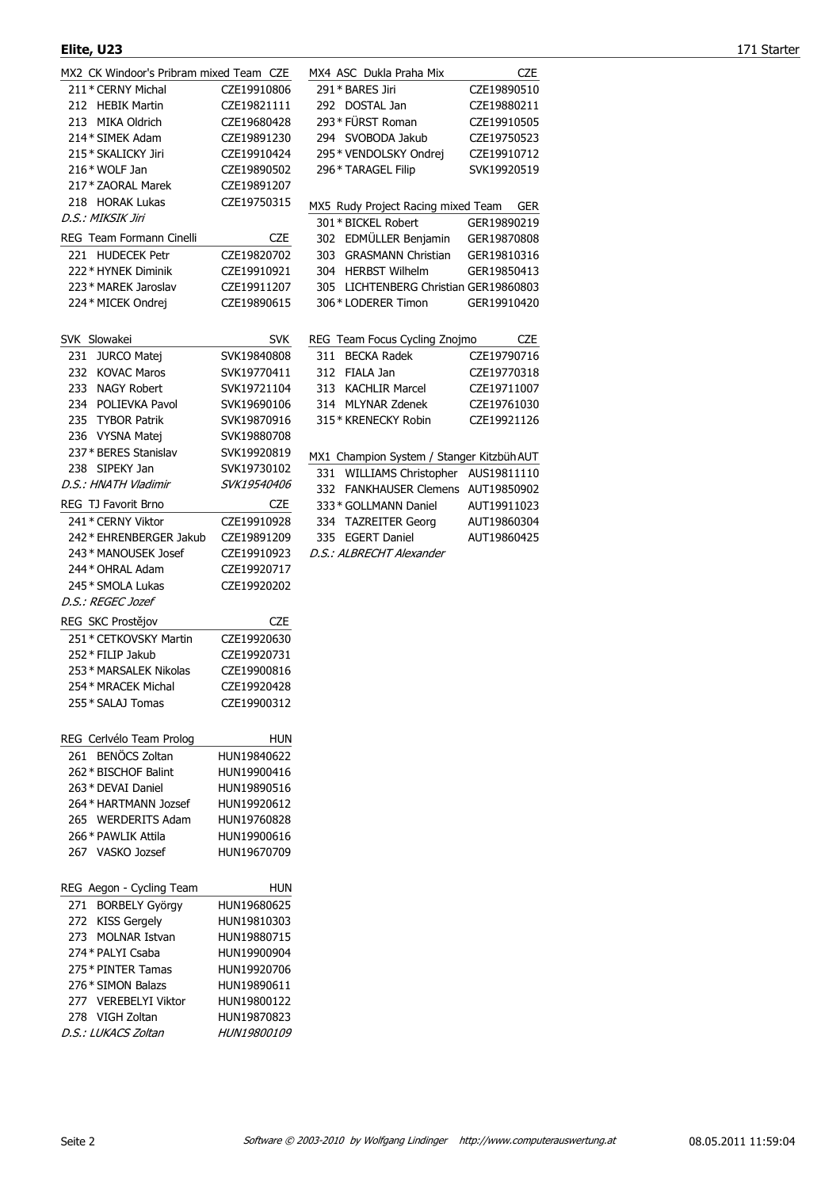## Elite, U23

171 Starter

| MX2 CK Windoor's Pribram mixed Team | CZE |
|---|---|
| 211 * CERNY Michal | CZE19910806 |
| 212 HEBIK Martin | CZE19821111 |
| 213 MIKA Oldrich | CZE19680428 |
| 214 * SIMEK Adam | CZE19891230 |
| 215 * SKALICKY Jiri | CZE19910424 |
| 216 * WOLF Jan | CZE19890502 |
| 217 * ZAORAL Marek | CZE19891207 |
| 218 HORAK Lukas | CZE19750315 |
| *D.S.: MIKSIK Jiri* | |

| REG Team Formann Cinelli | CZE |
|---|---|
| 221 HUDECEK Petr | CZE19820702 |
| 222 * HYNEK Diminik | CZE19910921 |
| 223 * MAREK Jaroslav | CZE19911207 |
| 224 * MICEK Ondrej | CZE19890615 |

| SVK Slowakei | SVK |
|---|---|
| 231 JURCO Matej | SVK19840808 |
| 232 KOVAC Maros | SVK19770411 |
| 233 NAGY Robert | SVK19721104 |
| 234 POLIEVKA Pavol | SVK19690106 |
| 235 TYBOR Patrik | SVK19870916 |
| 236 VYSNA Matej | SVK19880708 |
| 237 * BERES Stanislav | SVK19920819 |
| 238 SIPEKY Jan | SVK19730102 |
| *D.S.: HNATH Vladimir* | *SVK19540406* |

| REG TJ Favorit Brno | CZE |
|---|---|
| 241 * CERNY Viktor | CZE19910928 |
| 242 * EHRENBERGER Jakub | CZE19891209 |
| 243 * MANOUSEK Josef | CZE19910923 |
| 244 * OHRAL Adam | CZE19920717 |
| 245 * SMOLA Lukas | CZE19920202 |
| *D.S.: REGEC Jozef* | |

| REG SKC Prostějov | CZE |
|---|---|
| 251 * CETKOVSKY Martin | CZE19920630 |
| 252 * FILIP Jakub | CZE19920731 |
| 253 * MARSALEK Nikolas | CZE19900816 |
| 254 * MRACEK Michal | CZE19920428 |
| 255 * SALAJ Tomas | CZE19900312 |

| REG Cerlvélo Team Prolog | HUN |
|---|---|
| 261 BENÖCS Zoltan | HUN19840622 |
| 262 * BISCHOF Balint | HUN19900416 |
| 263 * DEVAI Daniel | HUN19890516 |
| 264 * HARTMANN Jozsef | HUN19920612 |
| 265 WERDERITS Adam | HUN19760828 |
| 266 * PAWLIK Attila | HUN19900616 |
| 267 VASKO Jozsef | HUN19670709 |

| REG Aegon - Cycling Team | HUN |
|---|---|
| 271 BORBELY György | HUN19680625 |
| 272 KISS Gergely | HUN19810303 |
| 273 MOLNAR Istvan | HUN19880715 |
| 274 * PALYI Csaba | HUN19900904 |
| 275 * PINTER Tamas | HUN19920706 |
| 276 * SIMON Balazs | HUN19890611 |
| 277 VEREBELYI Viktor | HUN19800122 |
| 278 VIGH Zoltan | HUN19870823 |
| *D.S.: LUKACS Zoltan* | *HUN19800109* |

| MX4 ASC Dukla Praha Mix | CZE |
|---|---|
| 291 * BARES Jiri | CZE19890510 |
| 292 DOSTAL Jan | CZE19880211 |
| 293 * FÜRST Roman | CZE19910505 |
| 294 SVOBODA Jakub | CZE19750523 |
| 295 * VENDOLSKY Ondrej | CZE19910712 |
| 296 * TARAGEL Filip | SVK19920519 |

| MX5 Rudy Project Racing mixed Team | GER |
|---|---|
| 301 * BICKEL Robert | GER19890219 |
| 302 EDMÜLLER Benjamin | GER19870808 |
| 303 GRASMANN Christian | GER19810316 |
| 304 HERBST Wilhelm | GER19850413 |
| 305 LICHTENBERG Christian | GER19860803 |
| 306 * LODERER Timon | GER19910420 |

| REG Team Focus Cycling Znojmo | CZE |
|---|---|
| 311 BECKA Radek | CZE19790716 |
| 312 FIALA Jan | CZE19770318 |
| 313 KACHLIR Marcel | CZE19711007 |
| 314 MLYNAR Zdenek | CZE19761030 |
| 315 * KRENECKY Robin | CZE19921126 |

| MX1 Champion System / Stanger Kitzbüh | AUT |
|---|---|
| 331 WILLIAMS Christopher | AUS19811110 |
| 332 FANKHAUSER Clemens | AUT19850902 |
| 333 * GOLLMANN Daniel | AUT19911023 |
| 334 TAZREITER Georg | AUT19860304 |
| 335 EGERT Daniel | AUT19860425 |
| *D.S.: ALBRECHT Alexander* | |

*Software © 2003-2010 by Wolfgang Lindinger http://www.computerauswertung.at*

08.05.2011 11:59:04